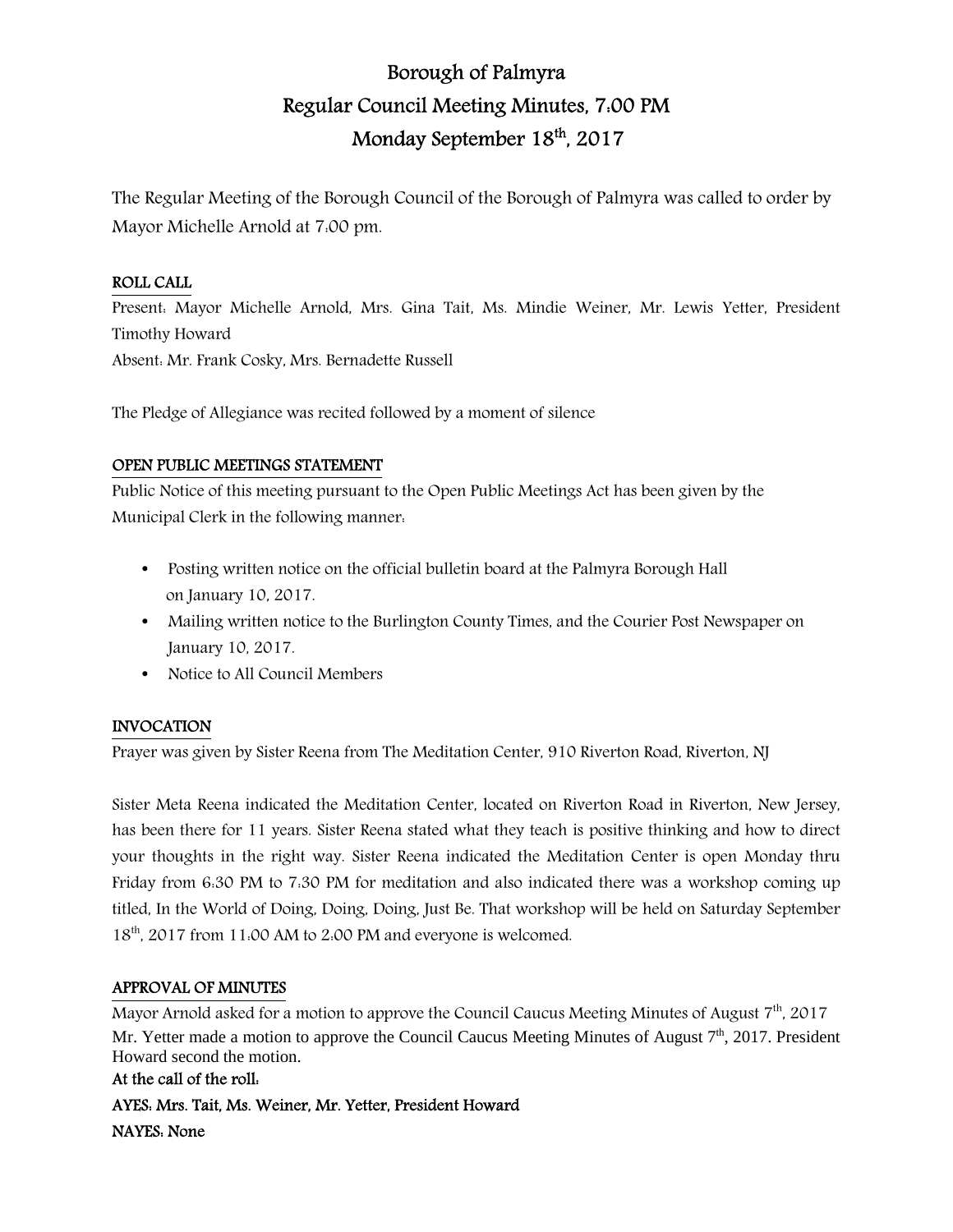# Borough of Palmyra

## Regular Council Meeting Minutes, 7:00 PM

## Monday September 18th, 2017

The Regular Meeting of the Borough Council of the Borough of Palmyra was called to order by Mayor Michelle Arnold at 7:00 pm.

### ROLL CALL

Present: Mayor Michelle Arnold, Mrs. Gina Tait, Ms. Mindie Weiner, Mr. Lewis Yetter, President Timothy Howard

Absent: Mr. Frank Cosky, Mrs. Bernadette Russell

The Pledge of Allegiance was recited followed by a moment of silence

### OPEN PUBLIC MEETINGS STATEMENT

Public Notice of this meeting pursuant to the Open Public Meetings Act has been given by the Municipal Clerk in the following manner:

- Posting written notice on the official bulletin board at the Palmyra Borough Hall on January 10, 2017.
- Mailing written notice to the Burlington County Times, and the Courier Post Newspaper on January 10, 2017.
- Notice to All Council Members

### INVOCATION

Prayer was given by Sister Reena from The Meditation Center, 910 Riverton Road, Riverton, NJ

Sister Meta Reena indicated the Meditation Center, located on Riverton Road in Riverton, New Jersey, has been there for 11 years. Sister Reena stated what they teach is positive thinking and how to direct your thoughts in the right way. Sister Reena indicated the Meditation Center is open Monday thru Friday from 6:30 PM to 7:30 PM for meditation and also indicated there was a workshop coming up titled, In the World of Doing, Doing, Doing, Just Be. That workshop will be held on Saturday September 18th, 2017 from 11:00 AM to 2:00 PM and everyone is welcomed.

### APPROVAL OF MINUTES

Mayor Arnold asked for a motion to approve the Council Caucus Meeting Minutes of August 7th, 2017 Mr. Yetter made a motion to approve the Council Caucus Meeting Minutes of August 7th, 2017. President Howard second the motion.

**At the call of the roll:**

**AYES: Mrs. Tait, Ms. Weiner, Mr. Yetter, President Howard**

**NAYES: None**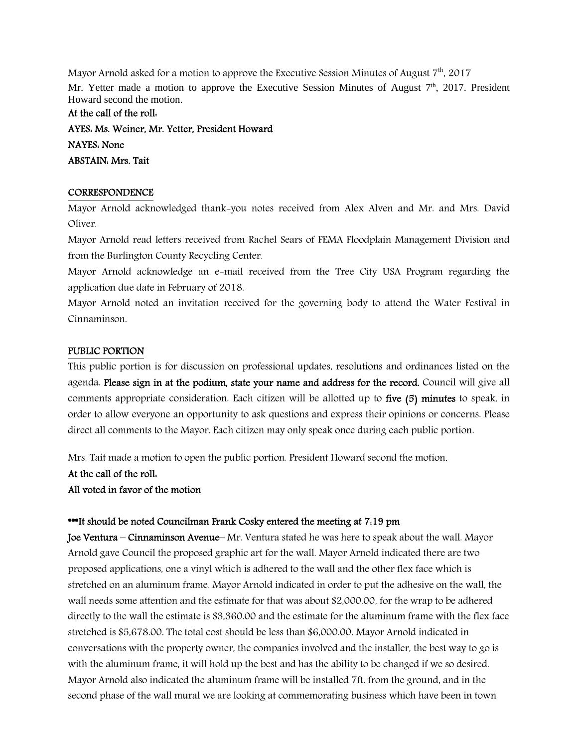Mayor Arnold asked for a motion to approve the Executive Session Minutes of August 7th, 2017

Mr. Yetter made a motion to approve the Executive Session Minutes of August 7th, 2017. President Howard second the motion.

**At the call of the roll:**

**AYES: Ms. Weiner, Mr. Yetter, President Howard**

**NAYES: None**

**ABSTAIN: Mrs. Tait**

## CORRESPONDENCE

Mayor Arnold acknowledged thank-you notes received from Alex Alven and Mr. and Mrs. David Oliver.

Mayor Arnold read letters received from Rachel Sears of FEMA Floodplain Management Division and from the Burlington County Recycling Center.

Mayor Arnold acknowledge an e-mail received from the Tree City USA Program regarding the application due date in February of 2018.

Mayor Arnold noted an invitation received for the governing body to attend the Water Festival in Cinnaminson.

## PUBLIC PORTION

This public portion is for discussion on professional updates, resolutions and ordinances listed on the agenda. **Please sign in at the podium, state your name and address for the record.** Council will give all comments appropriate consideration. Each citizen will be allotted up to **five (5) minutes** to speak, in order to allow everyone an opportunity to ask questions and express their opinions or concerns. Please direct all comments to the Mayor. Each citizen may only speak once during each public portion.

Mrs. Tait made a motion to open the public portion. President Howard second the motion.

**At the call of the roll:**

**All voted in favor of the motion**

**\*\*\*It should be noted Councilman Frank Cosky entered the meeting at 7:19 pm**

**Joe Ventura – Cinnaminson Avenue**– Mr. Ventura stated he was here to speak about the wall. Mayor Arnold gave Council the proposed graphic art for the wall. Mayor Arnold indicated there are two proposed applications, one a vinyl which is adhered to the wall and the other flex face which is stretched on an aluminum frame. Mayor Arnold indicated in order to put the adhesive on the wall, the wall needs some attention and the estimate for that was about $2,000.00, for the wrap to be adhered directly to the wall the estimate is $3,360.00 and the estimate for the aluminum frame with the flex face stretched is $5,678.00. The total cost should be less than $6,000.00. Mayor Arnold indicated in conversations with the property owner, the companies involved and the installer, the best way to go is with the aluminum frame, it will hold up the best and has the ability to be changed if we so desired. Mayor Arnold also indicated the aluminum frame will be installed 7ft. from the ground, and in the second phase of the wall mural we are looking at commemorating business which have been in town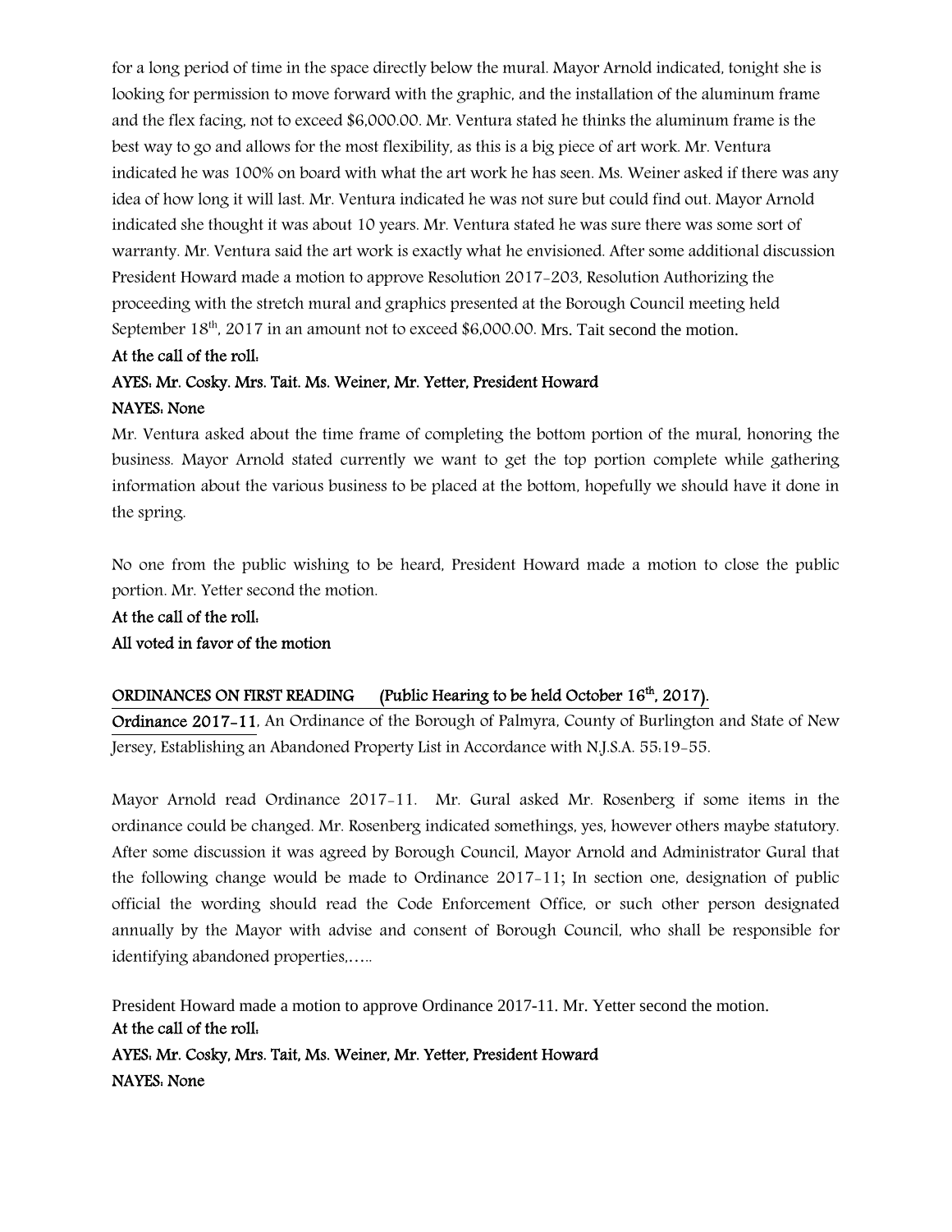for a long period of time in the space directly below the mural. Mayor Arnold indicated, tonight she is looking for permission to move forward with the graphic, and the installation of the aluminum frame and the flex facing, not to exceed $6,000.00. Mr. Ventura stated he thinks the aluminum frame is the best way to go and allows for the most flexibility, as this is a big piece of art work. Mr. Ventura indicated he was 100% on board with what the art work he has seen. Ms. Weiner asked if there was any idea of how long it will last. Mr. Ventura indicated he was not sure but could find out. Mayor Arnold indicated she thought it was about 10 years. Mr. Ventura stated he was sure there was some sort of warranty. Mr. Ventura said the art work is exactly what he envisioned. After some additional discussion President Howard made a motion to approve Resolution 2017-203, Resolution Authorizing the proceeding with the stretch mural and graphics presented at the Borough Council meeting held September 18th, 2017 in an amount not to exceed $6,000.00. Mrs. Tait second the motion.

**At the call of the roll:**

**AYES: Mr. Cosky. Mrs. Tait. Ms. Weiner, Mr. Yetter, President Howard**

**NAYES: None**

Mr. Ventura asked about the time frame of completing the bottom portion of the mural, honoring the business. Mayor Arnold stated currently we want to get the top portion complete while gathering information about the various business to be placed at the bottom, hopefully we should have it done in the spring.

No one from the public wishing to be heard, President Howard made a motion to close the public portion. Mr. Yetter second the motion.

**At the call of the roll:**

**All voted in favor of the motion**

**ORDINANCES ON FIRST READING (Public Hearing to be held October 16th, 2017).**

**Ordinance 2017-11**, An Ordinance of the Borough of Palmyra, County of Burlington and State of New Jersey, Establishing an Abandoned Property List in Accordance with N.J.S.A. 55:19-55.

Mayor Arnold read Ordinance 2017-11. Mr. Gural asked Mr. Rosenberg if some items in the ordinance could be changed. Mr. Rosenberg indicated somethings, yes, however others maybe statutory. After some discussion it was agreed by Borough Council, Mayor Arnold and Administrator Gural that the following change would be made to Ordinance 2017-11; In section one, designation of public official the wording should read the Code Enforcement Office, or such other person designated annually by the Mayor with advise and consent of Borough Council, who shall be responsible for identifying abandoned properties,…..

President Howard made a motion to approve Ordinance 2017-11. Mr. Yetter second the motion.

**At the call of the roll:**

**AYES: Mr. Cosky, Mrs. Tait, Ms. Weiner, Mr. Yetter, President Howard**

**NAYES: None**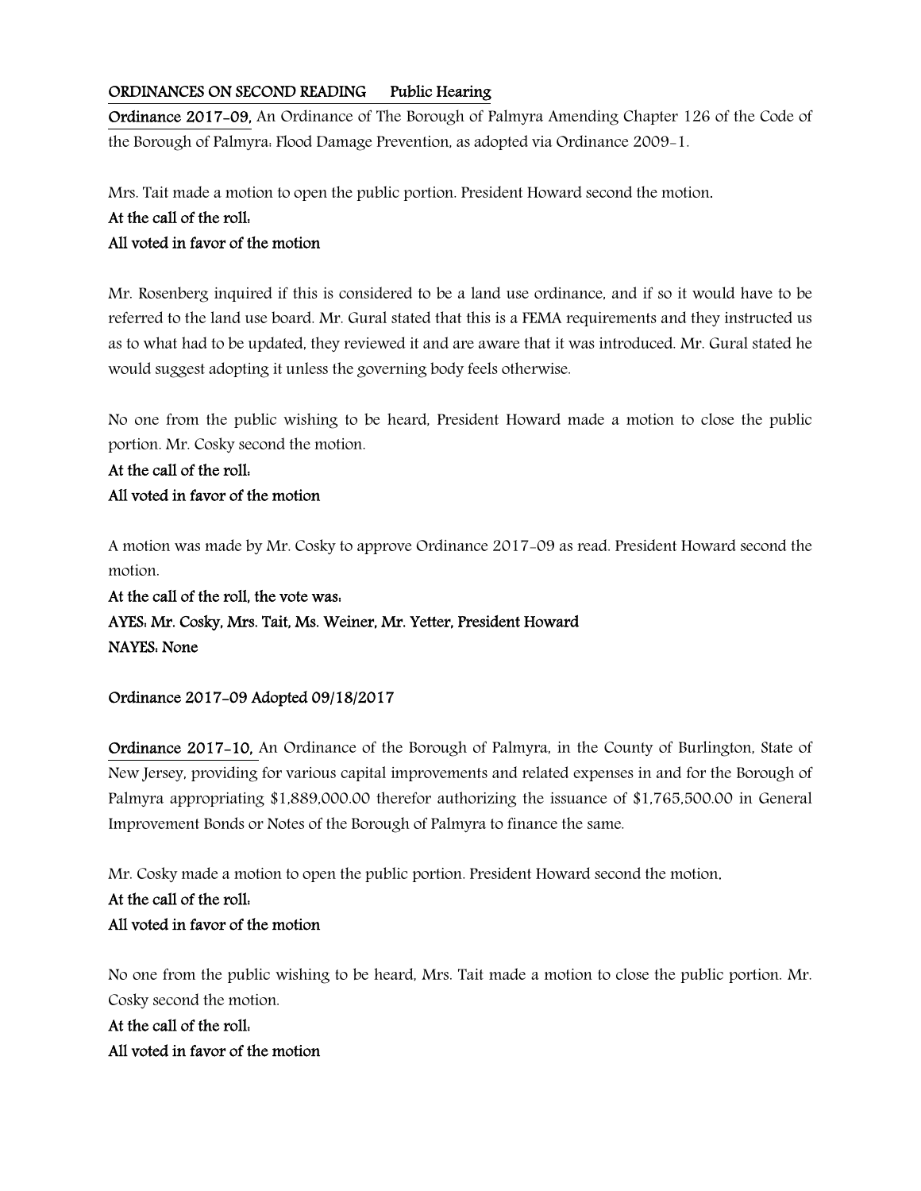**ORDINANCES ON SECOND READING** **Public Hearing**

**Ordinance 2017-09,** An Ordinance of The Borough of Palmyra Amending Chapter 126 of the Code of the Borough of Palmyra: Flood Damage Prevention, as adopted via Ordinance 2009-1.

Mrs. Tait made a motion to open the public portion. President Howard second the motion.

**At the call of the roll:**

**All voted in favor of the motion**

Mr. Rosenberg inquired if this is considered to be a land use ordinance, and if so it would have to be referred to the land use board. Mr. Gural stated that this is a FEMA requirements and they instructed us as to what had to be updated, they reviewed it and are aware that it was introduced. Mr. Gural stated he would suggest adopting it unless the governing body feels otherwise.

No one from the public wishing to be heard, President Howard made a motion to close the public portion. Mr. Cosky second the motion.

**At the call of the roll:**

**All voted in favor of the motion**

A motion was made by Mr. Cosky to approve Ordinance 2017-09 as read. President Howard second the motion.

**At the call of the roll, the vote was:**

**AYES: Mr. Cosky, Mrs. Tait, Ms. Weiner, Mr. Yetter, President Howard**

**NAYES: None**

**Ordinance 2017-09 Adopted 09/18/2017**

**Ordinance 2017-10,** An Ordinance of the Borough of Palmyra, in the County of Burlington, State of New Jersey, providing for various capital improvements and related expenses in and for the Borough of Palmyra appropriating $1,889,000.00 therefor authorizing the issuance of $1,765,500.00 in General Improvement Bonds or Notes of the Borough of Palmyra to finance the same.

Mr. Cosky made a motion to open the public portion. President Howard second the motion,

**At the call of the roll:**

**All voted in favor of the motion**

No one from the public wishing to be heard, Mrs. Tait made a motion to close the public portion. Mr. Cosky second the motion.

**At the call of the roll:**

**All voted in favor of the motion**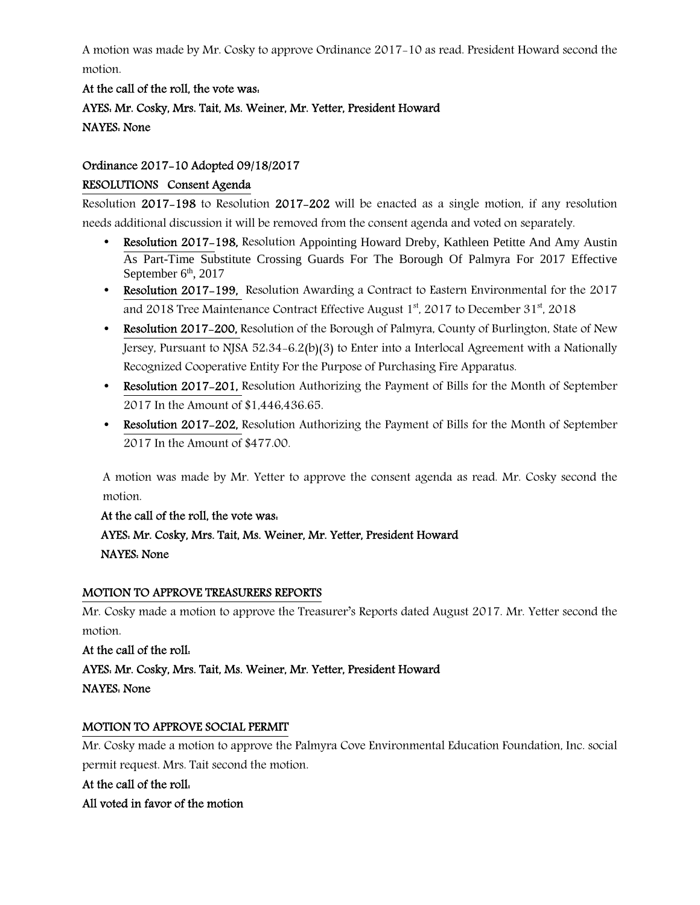A motion was made by Mr. Cosky to approve Ordinance 2017-10 as read. President Howard second the motion.

**At the call of the roll, the vote was:**

**AYES: Mr. Cosky, Mrs. Tait, Ms. Weiner, Mr. Yetter, President Howard**

**NAYES: None**

**Ordinance 2017-10 Adopted 09/18/2017**

**RESOLUTIONS Consent Agenda**

Resolution **2017-198** to Resolution **2017-202** will be enacted as a single motion, if any resolution needs additional discussion it will be removed from the consent agenda and voted on separately.

- **Resolution 2017-198,** Resolution Appointing Howard Dreby, Kathleen Petitte And Amy Austin As Part-Time Substitute Crossing Guards For The Borough Of Palmyra For 2017 Effective September 6th, 2017
- **Resolution 2017-199,** Resolution Awarding a Contract to Eastern Environmental for the 2017 and 2018 Tree Maintenance Contract Effective August 1st, 2017 to December 31st, 2018
- **Resolution 2017-200,** Resolution of the Borough of Palmyra, County of Burlington, State of New Jersey, Pursuant to NJSA 52:34-6.2(b)(3) to Enter into a Interlocal Agreement with a Nationally Recognized Cooperative Entity For the Purpose of Purchasing Fire Apparatus.
- **Resolution 2017-201,** Resolution Authorizing the Payment of Bills for the Month of September 2017 In the Amount of $1,446,436.65.
- **Resolution 2017-202,** Resolution Authorizing the Payment of Bills for the Month of September 2017 In the Amount of $477.00.

A motion was made by Mr. Yetter to approve the consent agenda as read. Mr. Cosky second the motion.

**At the call of the roll, the vote was:**

**AYES: Mr. Cosky, Mrs. Tait, Ms. Weiner, Mr. Yetter, President Howard**

**NAYES: None**

**MOTION TO APPROVE TREASURERS REPORTS**

Mr. Cosky made a motion to approve the Treasurer's Reports dated August 2017. Mr. Yetter second the motion.

**At the call of the roll:**

**AYES: Mr. Cosky, Mrs. Tait, Ms. Weiner, Mr. Yetter, President Howard**

**NAYES: None**

**MOTION TO APPROVE SOCIAL PERMIT**

Mr. Cosky made a motion to approve the Palmyra Cove Environmental Education Foundation, Inc. social permit request. Mrs. Tait second the motion.

**At the call of the roll:**

**All voted in favor of the motion**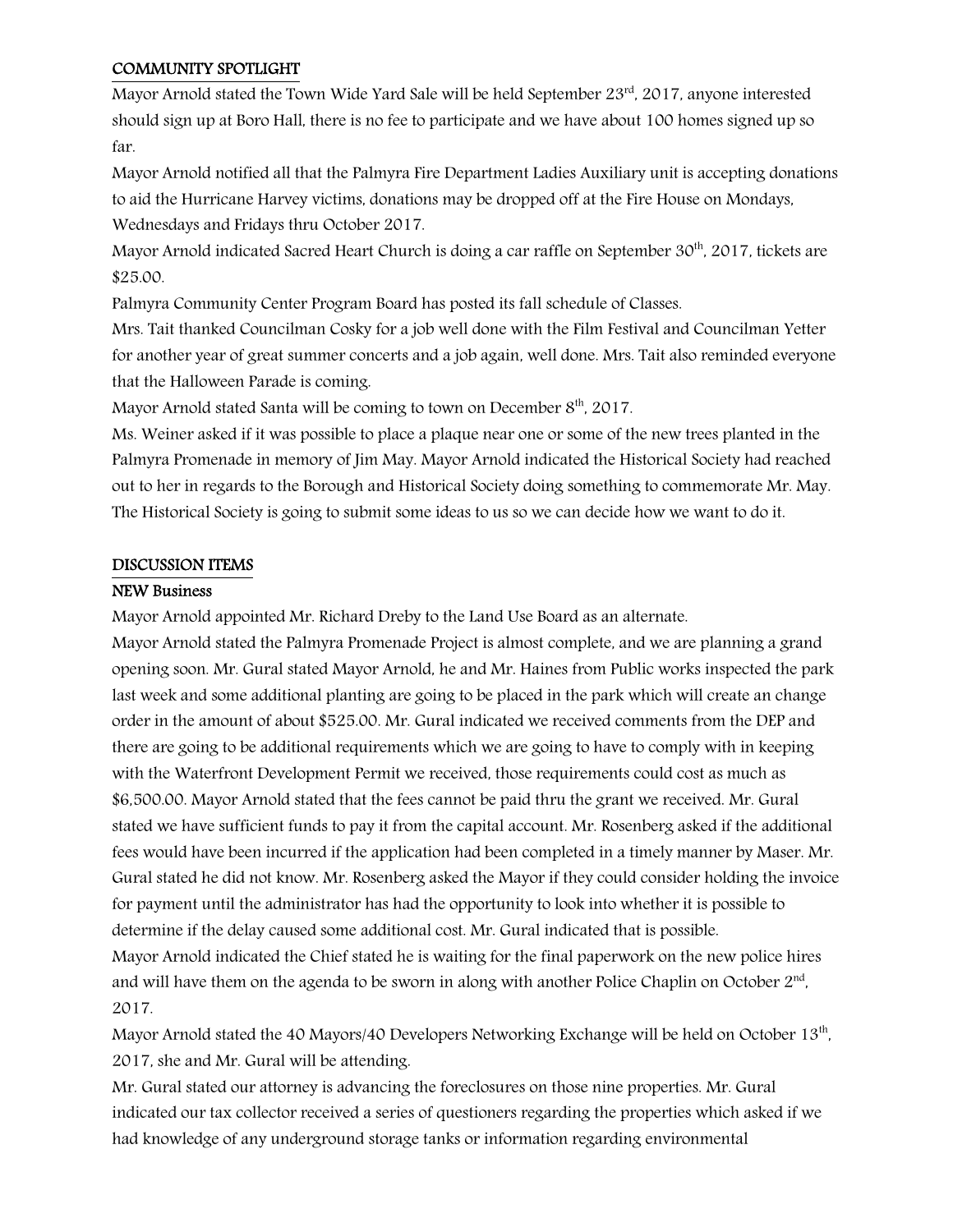## COMMUNITY SPOTLIGHT

Mayor Arnold stated the Town Wide Yard Sale will be held September 23rd, 2017, anyone interested should sign up at Boro Hall, there is no fee to participate and we have about 100 homes signed up so far.

Mayor Arnold notified all that the Palmyra Fire Department Ladies Auxiliary unit is accepting donations to aid the Hurricane Harvey victims, donations may be dropped off at the Fire House on Mondays, Wednesdays and Fridays thru October 2017.

Mayor Arnold indicated Sacred Heart Church is doing a car raffle on September 30th, 2017, tickets are $25.00.

Palmyra Community Center Program Board has posted its fall schedule of Classes.

Mrs. Tait thanked Councilman Cosky for a job well done with the Film Festival and Councilman Yetter for another year of great summer concerts and a job again, well done. Mrs. Tait also reminded everyone that the Halloween Parade is coming.

Mayor Arnold stated Santa will be coming to town on December 8th, 2017.

Ms. Weiner asked if it was possible to place a plaque near one or some of the new trees planted in the Palmyra Promenade in memory of Jim May. Mayor Arnold indicated the Historical Society had reached out to her in regards to the Borough and Historical Society doing something to commemorate Mr. May. The Historical Society is going to submit some ideas to us so we can decide how we want to do it.

## DISCUSSION ITEMS

### NEW Business

Mayor Arnold appointed Mr. Richard Dreby to the Land Use Board as an alternate.

Mayor Arnold stated the Palmyra Promenade Project is almost complete, and we are planning a grand opening soon. Mr. Gural stated Mayor Arnold, he and Mr. Haines from Public works inspected the park last week and some additional planting are going to be placed in the park which will create an change order in the amount of about $525.00. Mr. Gural indicated we received comments from the DEP and there are going to be additional requirements which we are going to have to comply with in keeping with the Waterfront Development Permit we received, those requirements could cost as much as $6,500.00. Mayor Arnold stated that the fees cannot be paid thru the grant we received. Mr. Gural stated we have sufficient funds to pay it from the capital account. Mr. Rosenberg asked if the additional fees would have been incurred if the application had been completed in a timely manner by Maser. Mr. Gural stated he did not know. Mr. Rosenberg asked the Mayor if they could consider holding the invoice for payment until the administrator has had the opportunity to look into whether it is possible to determine if the delay caused some additional cost. Mr. Gural indicated that is possible.

Mayor Arnold indicated the Chief stated he is waiting for the final paperwork on the new police hires and will have them on the agenda to be sworn in along with another Police Chaplin on October 2nd, 2017.

Mayor Arnold stated the 40 Mayors/40 Developers Networking Exchange will be held on October 13th, 2017, she and Mr. Gural will be attending.

Mr. Gural stated our attorney is advancing the foreclosures on those nine properties. Mr. Gural indicated our tax collector received a series of questioners regarding the properties which asked if we had knowledge of any underground storage tanks or information regarding environmental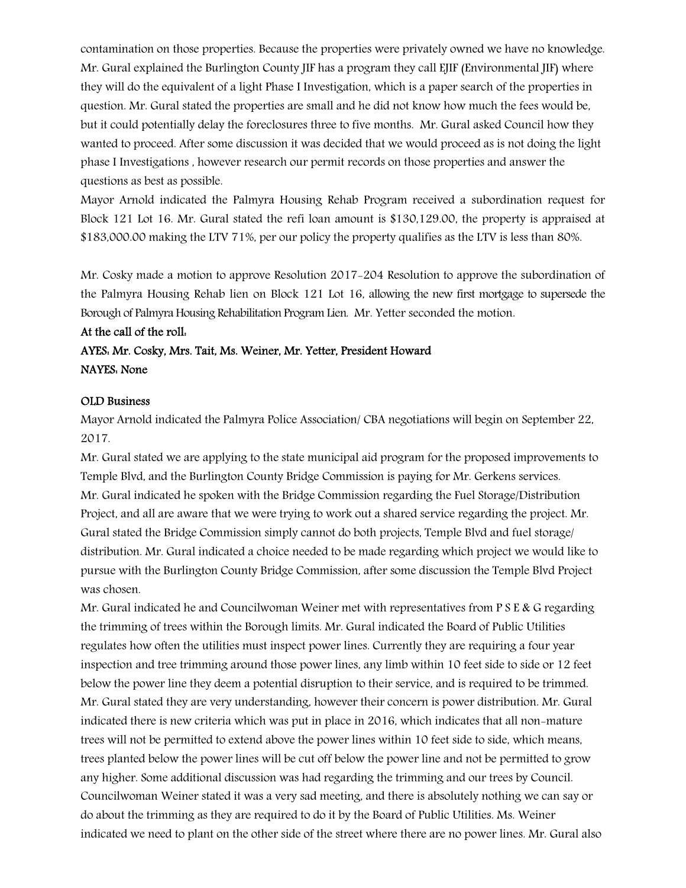contamination on those properties. Because the properties were privately owned we have no knowledge. Mr. Gural explained the Burlington County JIF has a program they call EJIF (Environmental JIF) where they will do the equivalent of a light Phase I Investigation, which is a paper search of the properties in question. Mr. Gural stated the properties are small and he did not know how much the fees would be, but it could potentially delay the foreclosures three to five months. Mr. Gural asked Council how they wanted to proceed. After some discussion it was decided that we would proceed as is not doing the light phase I Investigations , however research our permit records on those properties and answer the questions as best as possible.

Mayor Arnold indicated the Palmyra Housing Rehab Program received a subordination request for Block 121 Lot 16. Mr. Gural stated the refi loan amount is $130,129.00, the property is appraised at $183,000.00 making the LTV 71%, per our policy the property qualifies as the LTV is less than 80%.

Mr. Cosky made a motion to approve Resolution 2017-204 Resolution to approve the subordination of the Palmyra Housing Rehab lien on Block 121 Lot 16, allowing the new first mortgage to supersede the Borough of Palmyra Housing Rehabilitation Program Lien. Mr. Yetter seconded the motion.

**At the call of the roll:**

**AYES: Mr. Cosky, Mrs. Tait, Ms. Weiner, Mr. Yetter, President Howard**

**NAYES: None**

**OLD Business**

Mayor Arnold indicated the Palmyra Police Association/ CBA negotiations will begin on September 22, 2017.

Mr. Gural stated we are applying to the state municipal aid program for the proposed improvements to Temple Blvd, and the Burlington County Bridge Commission is paying for Mr. Gerkens services.

Mr. Gural indicated he spoken with the Bridge Commission regarding the Fuel Storage/Distribution Project, and all are aware that we were trying to work out a shared service regarding the project. Mr. Gural stated the Bridge Commission simply cannot do both projects, Temple Blvd and fuel storage/ distribution. Mr. Gural indicated a choice needed to be made regarding which project we would like to pursue with the Burlington County Bridge Commission, after some discussion the Temple Blvd Project was chosen.

Mr. Gural indicated he and Councilwoman Weiner met with representatives from P S E & G regarding the trimming of trees within the Borough limits. Mr. Gural indicated the Board of Public Utilities regulates how often the utilities must inspect power lines. Currently they are requiring a four year inspection and tree trimming around those power lines, any limb within 10 feet side to side or 12 feet below the power line they deem a potential disruption to their service, and is required to be trimmed. Mr. Gural stated they are very understanding, however their concern is power distribution. Mr. Gural indicated there is new criteria which was put in place in 2016, which indicates that all non-mature trees will not be permitted to extend above the power lines within 10 feet side to side, which means, trees planted below the power lines will be cut off below the power line and not be permitted to grow any higher. Some additional discussion was had regarding the trimming and our trees by Council. Councilwoman Weiner stated it was a very sad meeting, and there is absolutely nothing we can say or do about the trimming as they are required to do it by the Board of Public Utilities. Ms. Weiner indicated we need to plant on the other side of the street where there are no power lines. Mr. Gural also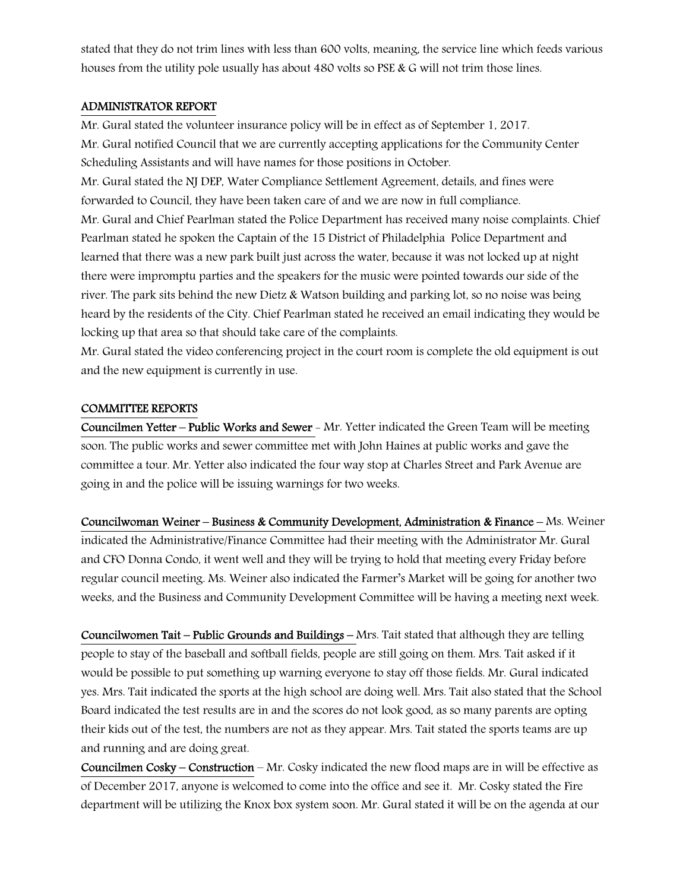stated that they do not trim lines with less than 600 volts, meaning, the service line which feeds various houses from the utility pole usually has about 480 volts so PSE & G will not trim those lines.

## ADMINISTRATOR REPORT

Mr. Gural stated the volunteer insurance policy will be in effect as of September 1, 2017.

Mr. Gural notified Council that we are currently accepting applications for the Community Center Scheduling Assistants and will have names for those positions in October.

Mr. Gural stated the NJ DEP, Water Compliance Settlement Agreement, details, and fines were forwarded to Council, they have been taken care of and we are now in full compliance.

Mr. Gural and Chief Pearlman stated the Police Department has received many noise complaints. Chief Pearlman stated he spoken the Captain of the 15 District of Philadelphia Police Department and learned that there was a new park built just across the water, because it was not locked up at night there were impromptu parties and the speakers for the music were pointed towards our side of the river. The park sits behind the new Dietz & Watson building and parking lot, so no noise was being heard by the residents of the City. Chief Pearlman stated he received an email indicating they would be locking up that area so that should take care of the complaints.

Mr. Gural stated the video conferencing project in the court room is complete the old equipment is out and the new equipment is currently in use.

## COMMITTEE REPORTS

**Councilmen Yetter – Public Works and Sewer** - Mr. Yetter indicated the Green Team will be meeting soon. The public works and sewer committee met with John Haines at public works and gave the committee a tour. Mr. Yetter also indicated the four way stop at Charles Street and Park Avenue are going in and the police will be issuing warnings for two weeks.

**Councilwoman Weiner – Business & Community Development, Administration & Finance** – Ms. Weiner indicated the Administrative/Finance Committee had their meeting with the Administrator Mr. Gural and CFO Donna Condo, it went well and they will be trying to hold that meeting every Friday before regular council meeting. Ms. Weiner also indicated the Farmer's Market will be going for another two weeks, and the Business and Community Development Committee will be having a meeting next week.

**Councilwomen Tait – Public Grounds and Buildings** – Mrs. Tait stated that although they are telling people to stay of the baseball and softball fields, people are still going on them. Mrs. Tait asked if it would be possible to put something up warning everyone to stay off those fields. Mr. Gural indicated yes. Mrs. Tait indicated the sports at the high school are doing well. Mrs. Tait also stated that the School Board indicated the test results are in and the scores do not look good, as so many parents are opting their kids out of the test, the numbers are not as they appear. Mrs. Tait stated the sports teams are up and running and are doing great.

**Councilmen Cosky – Construction** – Mr. Cosky indicated the new flood maps are in will be effective as of December 2017, anyone is welcomed to come into the office and see it. Mr. Cosky stated the Fire department will be utilizing the Knox box system soon. Mr. Gural stated it will be on the agenda at our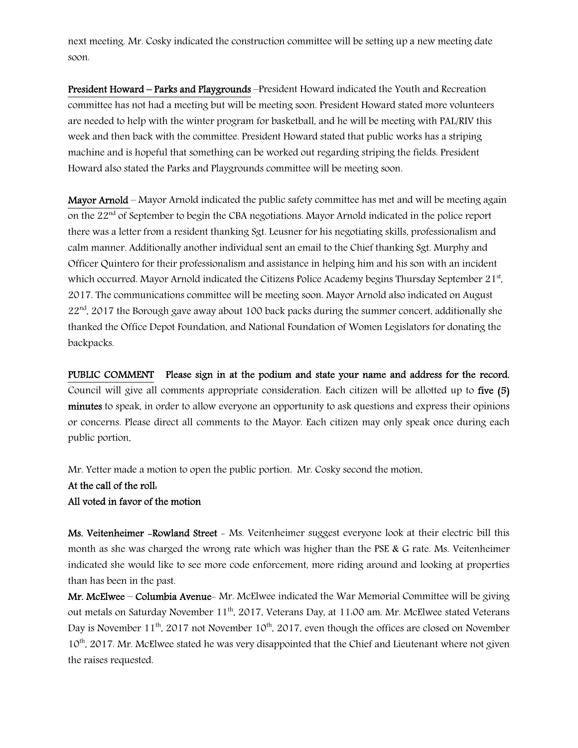next meeting. Mr. Cosky indicated the construction committee will be setting up a new meeting date soon.

**President Howard – Parks and Playgrounds** –President Howard indicated the Youth and Recreation committee has not had a meeting but will be meeting soon. President Howard stated more volunteers are needed to help with the winter program for basketball, and he will be meeting with PAL/RIV this week and then back with the committee. President Howard stated that public works has a striping machine and is hopeful that something can be worked out regarding striping the fields. President Howard also stated the Parks and Playgrounds committee will be meeting soon.

**Mayor Arnold** – Mayor Arnold indicated the public safety committee has met and will be meeting again on the 22nd of September to begin the CBA negotiations. Mayor Arnold indicated in the police report there was a letter from a resident thanking Sgt. Leusner for his negotiating skills, professionalism and calm manner. Additionally another individual sent an email to the Chief thanking Sgt. Murphy and Officer Quintero for their professionalism and assistance in helping him and his son with an incident which occurred. Mayor Arnold indicated the Citizens Police Academy begins Thursday September 21st, 2017. The communications committee will be meeting soon. Mayor Arnold also indicated on August 22nd, 2017 the Borough gave away about 100 back packs during the summer concert, additionally she thanked the Office Depot Foundation, and National Foundation of Women Legislators for donating the backpacks.

**PUBLIC COMMENT** **Please sign in at the podium and state your name and address for the record.** Council will give all comments appropriate consideration. Each citizen will be allotted up to **five (5) minutes** to speak, in order to allow everyone an opportunity to ask questions and express their opinions or concerns. Please direct all comments to the Mayor. Each citizen may only speak once during each public portion.

Mr. Yetter made a motion to open the public portion. Mr. Cosky second the motion.
**At the call of the roll:**
**All voted in favor of the motion**

**Ms. Veitenheimer -Rowland Street** - Ms. Veitenheimer suggest everyone look at their electric bill this month as she was charged the wrong rate which was higher than the PSE & G rate. Ms. Veitenheimer indicated she would like to see more code enforcement, more riding around and looking at properties than has been in the past.

**Mr. McElwee – Columbia Avenue**- Mr. McElwee indicated the War Memorial Committee will be giving out metals on Saturday November 11th, 2017, Veterans Day, at 11:00 am. Mr. McElwee stated Veterans Day is November 11th, 2017 not November 10th, 2017, even though the offices are closed on November 10th, 2017. Mr. McElwee stated he was very disappointed that the Chief and Lieutenant where not given the raises requested.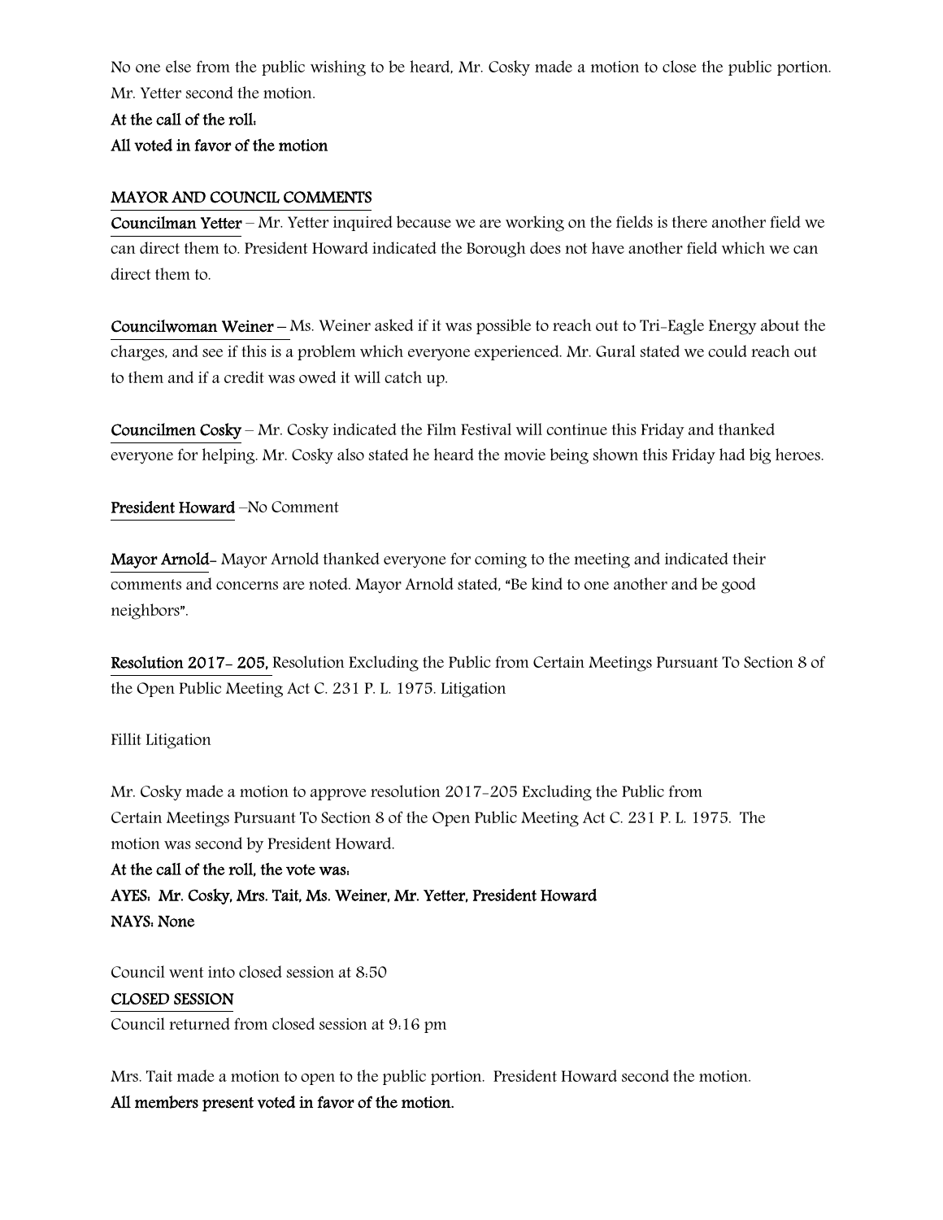No one else from the public wishing to be heard, Mr. Cosky made a motion to close the public portion. Mr. Yetter second the motion.

**At the call of the roll:**

**All voted in favor of the motion**

## MAYOR AND COUNCIL COMMENTS

**Councilman Yetter** – Mr. Yetter inquired because we are working on the fields is there another field we can direct them to. President Howard indicated the Borough does not have another field which we can direct them to.

**Councilwoman Weiner** – Ms. Weiner asked if it was possible to reach out to Tri-Eagle Energy about the charges, and see if this is a problem which everyone experienced. Mr. Gural stated we could reach out to them and if a credit was owed it will catch up.

**Councilmen Cosky** – Mr. Cosky indicated the Film Festival will continue this Friday and thanked everyone for helping. Mr. Cosky also stated he heard the movie being shown this Friday had big heroes.

**President Howard** –No Comment

**Mayor Arnold**- Mayor Arnold thanked everyone for coming to the meeting and indicated their comments and concerns are noted. Mayor Arnold stated, "Be kind to one another and be good neighbors".

**Resolution 2017- 205,** Resolution Excluding the Public from Certain Meetings Pursuant To Section 8 of the Open Public Meeting Act C. 231 P. L. 1975. Litigation

Fillit Litigation

Mr. Cosky made a motion to approve resolution 2017-205 Excluding the Public from Certain Meetings Pursuant To Section 8 of the Open Public Meeting Act C. 231 P. L. 1975. The motion was second by President Howard.

**At the call of the roll, the vote was:**

**AYES: Mr. Cosky, Mrs. Tait, Ms. Weiner, Mr. Yetter, President Howard**

**NAYS: None**

Council went into closed session at 8:50

**CLOSED SESSION**

Council returned from closed session at 9:16 pm

Mrs. Tait made a motion to open to the public portion. President Howard second the motion.

**All members present voted in favor of the motion.**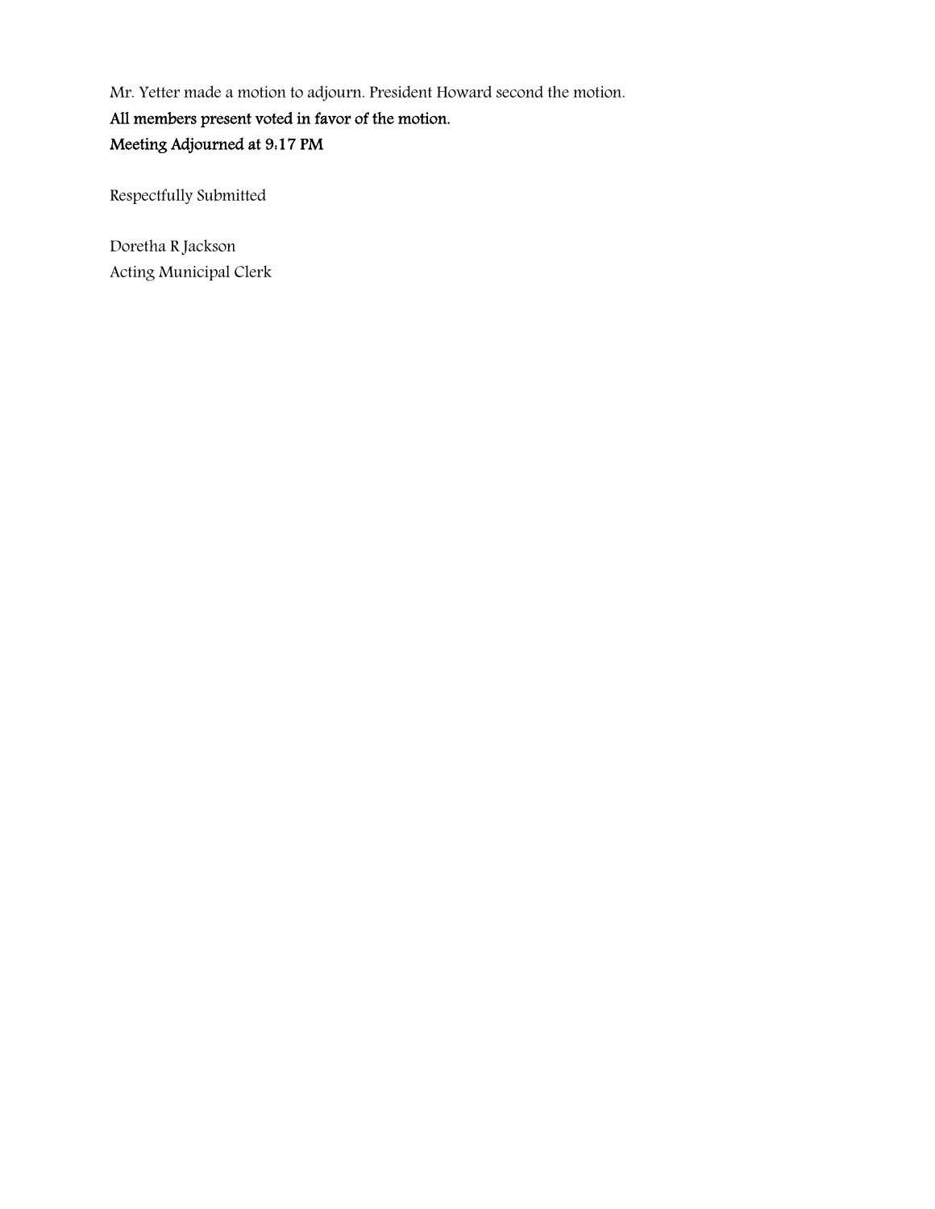Mr. Yetter made a motion to adjourn. President Howard second the motion.

**All members present voted in favor of the motion.**

**Meeting Adjourned at 9:17 PM**

Respectfully Submitted

Doretha R Jackson
Acting Municipal Clerk